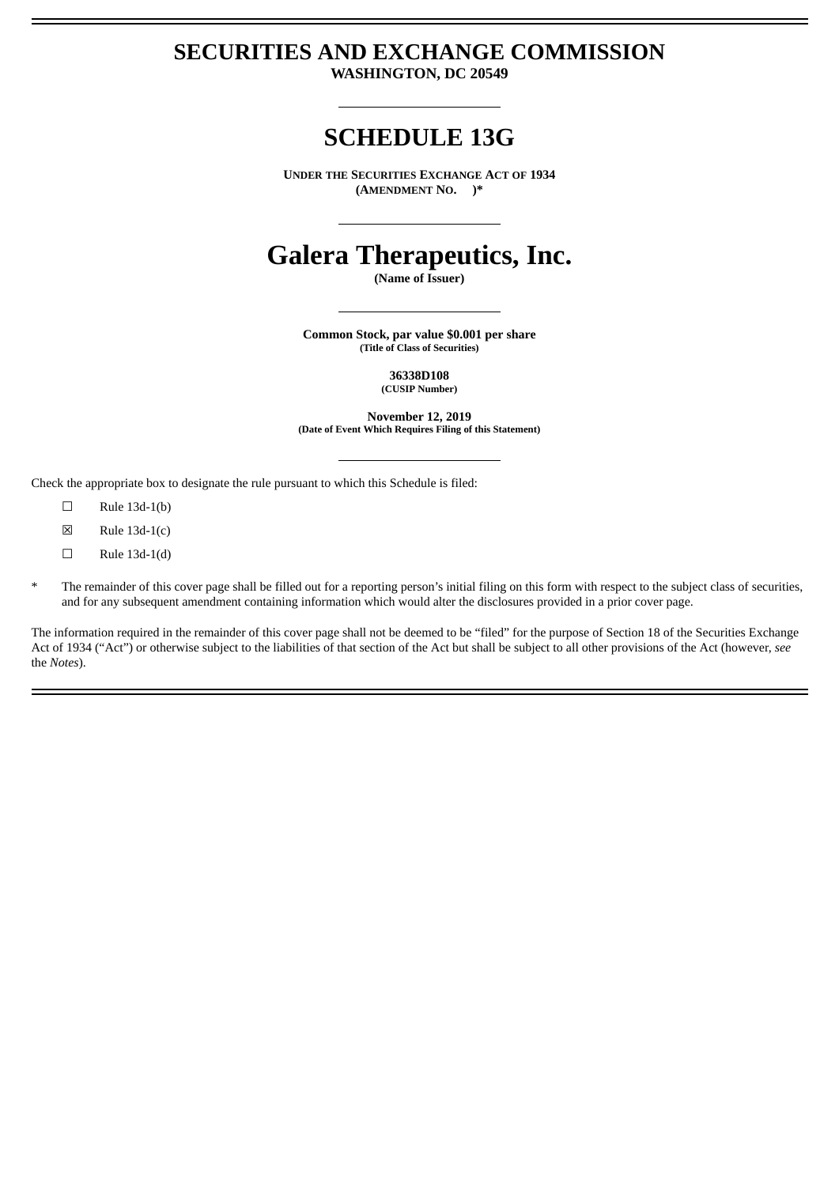# SECURITIES AND EXCHANGE COMMISSION

**WASHINGTON, DC 20549**

---

# SCHEDULE 13G

**UNDER THE SECURITIES EXCHANGE ACT OF 1934**
**(AMENDMENT NO. )***

---

# Galera Therapeutics, Inc.

**(Name of Issuer)**

---

**Common Stock, par value $0.001 per share**
**(Title of Class of Securities)**

**36338D108**
**(CUSIP Number)**

**November 12, 2019**
**(Date of Event Which Requires Filing of this Statement)**

---

Check the appropriate box to designate the rule pursuant to which this Schedule is filed:

☐ Rule 13d-1(b)

☒ Rule 13d-1(c)

☐ Rule 13d-1(d)

* The remainder of this cover page shall be filled out for a reporting person's initial filing on this form with respect to the subject class of securities, and for any subsequent amendment containing information which would alter the disclosures provided in a prior cover page.

The information required in the remainder of this cover page shall not be deemed to be "filed" for the purpose of Section 18 of the Securities Exchange Act of 1934 ("Act") or otherwise subject to the liabilities of that section of the Act but shall be subject to all other provisions of the Act (however, *see* the *Notes*).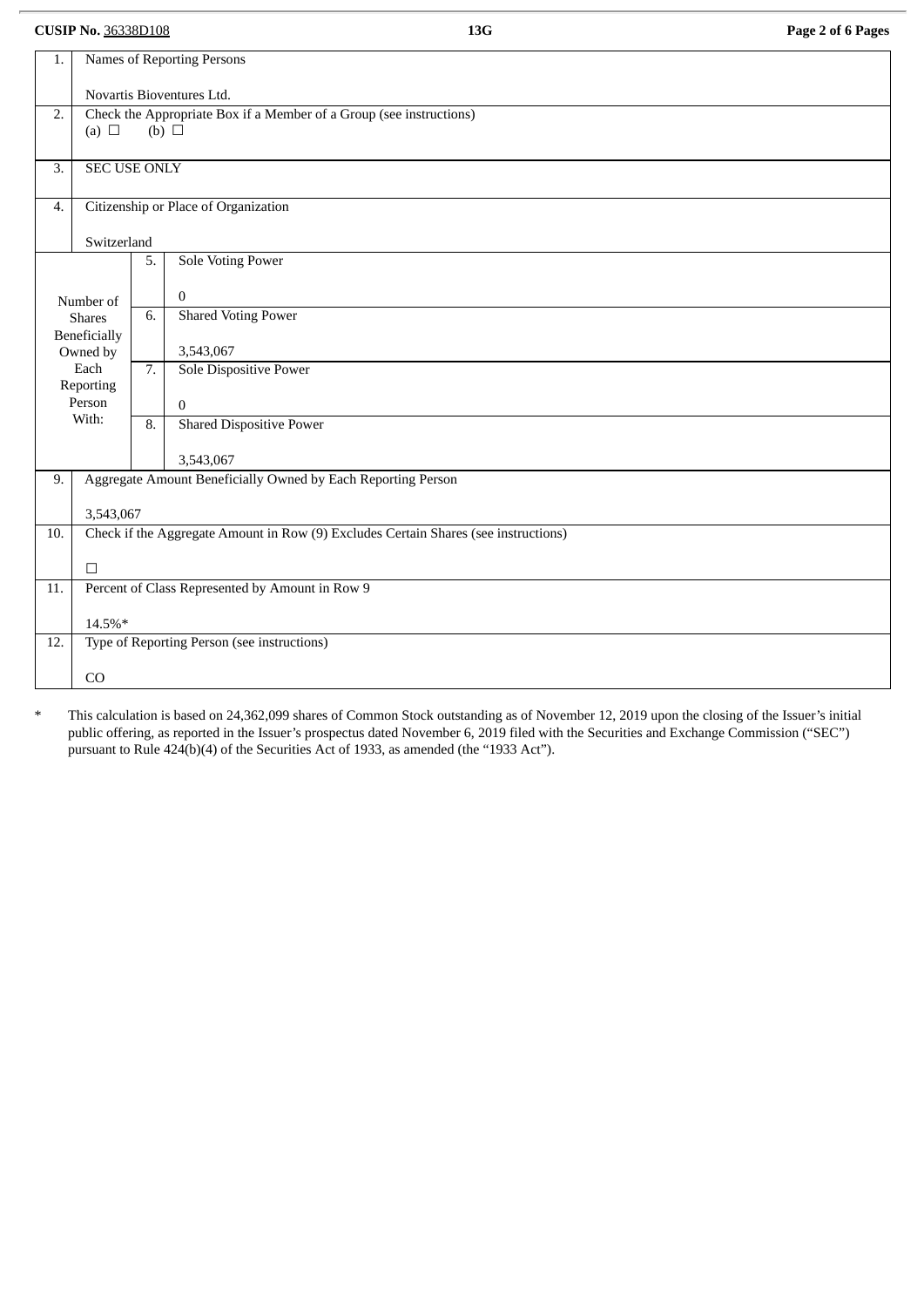CUSIP No. 36338D108 13G

| 1. | Names of Reporting Persons<br><br>Novartis Bioventures Ltd. | | |
|---|---|---|---|
| 2. | Check the Appropriate Box if a Member of a Group (see instructions)<br>(a) ☐ (b) ☐ | | |
| 3. | SEC USE ONLY | | |
| 4. | Citizenship or Place of Organization<br><br>Switzerland | | |
| Number of Shares Beneficially Owned by Each Reporting Person With: | 5. | Sole Voting Power<br><br>0 | |
| | 6. | Shared Voting Power<br><br>3,543,067 | |
| | 7. | Sole Dispositive Power<br><br>0 | |
| | 8. | Shared Dispositive Power<br><br>3,543,067 | |
| 9. | Aggregate Amount Beneficially Owned by Each Reporting Person<br><br>3,543,067 | | |
| 10. | Check if the Aggregate Amount in Row (9) Excludes Certain Shares (see instructions)<br><br>☐ | | |
| 11. | Percent of Class Represented by Amount in Row 9<br><br>14.5%* | | |
| 12. | Type of Reporting Person (see instructions)<br><br>CO | | |

\* This calculation is based on 24,362,099 shares of Common Stock outstanding as of November 12, 2019 upon the closing of the Issuer's initial public offering, as reported in the Issuer's prospectus dated November 6, 2019 filed with the Securities and Exchange Commission ("SEC") pursuant to Rule 424(b)(4) of the Securities Act of 1933, as amended (the "1933 Act").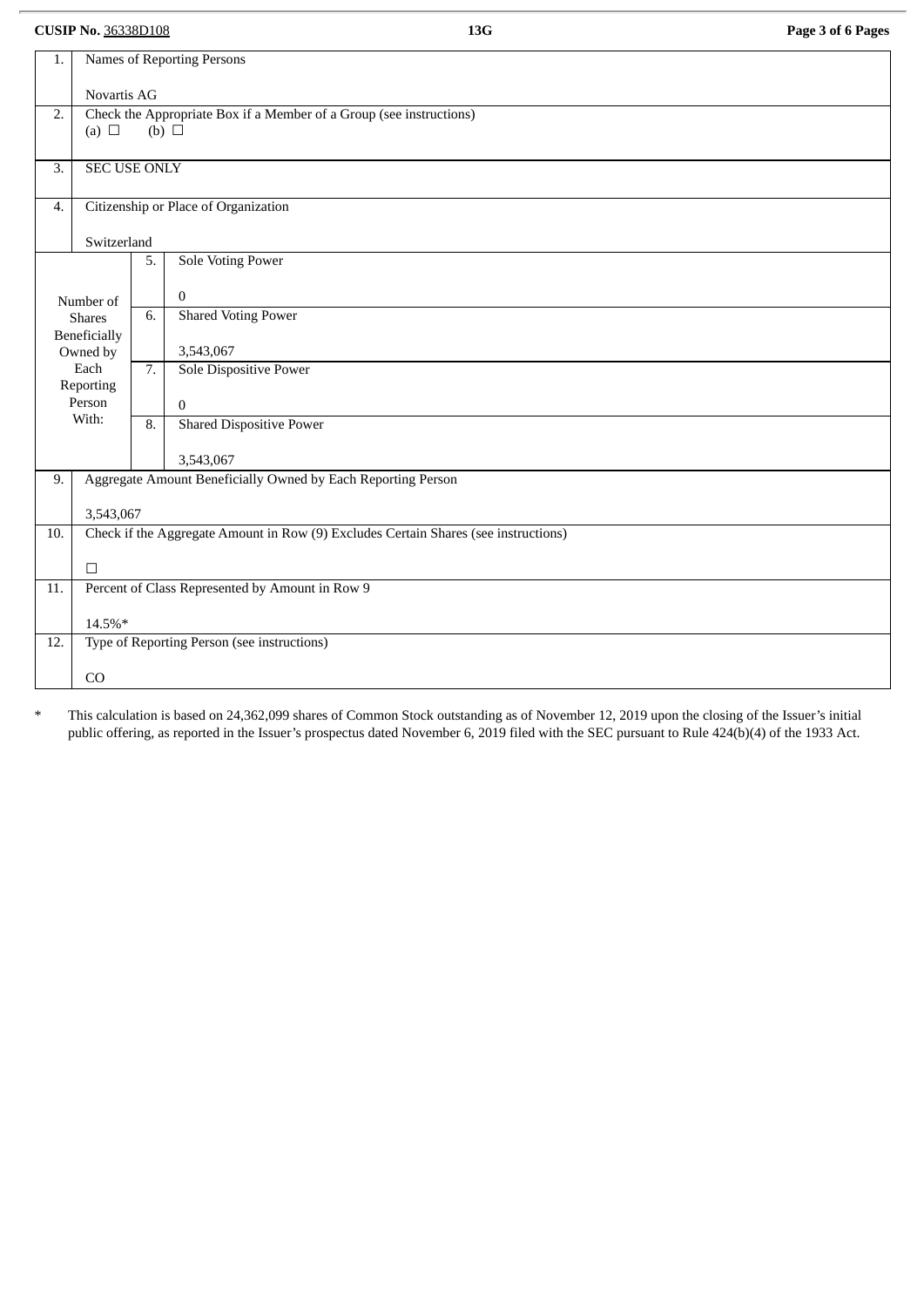CUSIP No. 36338D108 13G

| | | | |
|---|---|---|---|
| 1. | Names of Reporting Persons<br><br>Novartis AG | | |
| 2. | Check the Appropriate Box if a Member of a Group (see instructions)<br>(a) ☐ (b) ☐ | | |
| 3. | SEC USE ONLY | | |
| 4. | Citizenship or Place of Organization<br><br>Switzerland | | |
| Number of Shares Beneficially Owned by Each Reporting Person With: | 5. | Sole Voting Power<br><br>0 | |
| | 6. | Shared Voting Power<br><br>3,543,067 | |
| | 7. | Sole Dispositive Power<br><br>0 | |
| | 8. | Shared Dispositive Power<br><br>3,543,067 | |
| 9. | Aggregate Amount Beneficially Owned by Each Reporting Person<br><br>3,543,067 | | |
| 10. | Check if the Aggregate Amount in Row (9) Excludes Certain Shares (see instructions)<br><br>☐ | | |
| 11. | Percent of Class Represented by Amount in Row 9<br><br>14.5%* | | |
| 12. | Type of Reporting Person (see instructions)<br><br>CO | | |

\* This calculation is based on 24,362,099 shares of Common Stock outstanding as of November 12, 2019 upon the closing of the Issuer's initial public offering, as reported in the Issuer's prospectus dated November 6, 2019 filed with the SEC pursuant to Rule 424(b)(4) of the 1933 Act.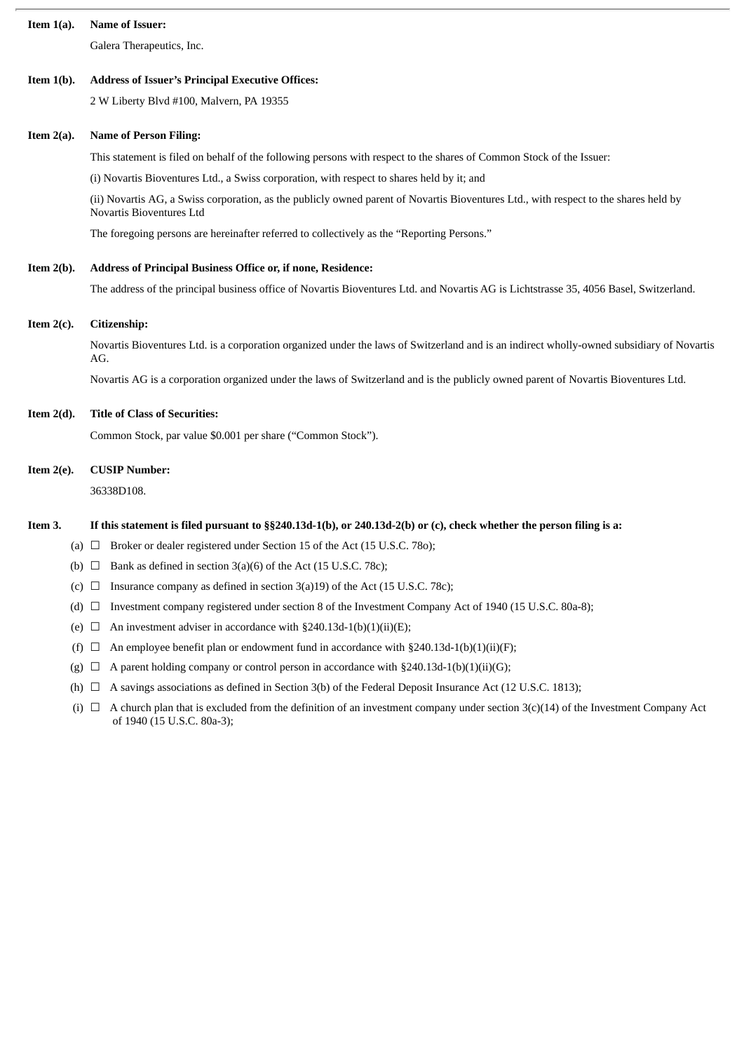**Item 1(a). Name of Issuer:**

Galera Therapeutics, Inc.

**Item 1(b). Address of Issuer's Principal Executive Offices:**

2 W Liberty Blvd #100, Malvern, PA 19355

**Item 2(a). Name of Person Filing:**

This statement is filed on behalf of the following persons with respect to the shares of Common Stock of the Issuer:

(i) Novartis Bioventures Ltd., a Swiss corporation, with respect to shares held by it; and

(ii) Novartis AG, a Swiss corporation, as the publicly owned parent of Novartis Bioventures Ltd., with respect to the shares held by Novartis Bioventures Ltd

The foregoing persons are hereinafter referred to collectively as the "Reporting Persons."

**Item 2(b). Address of Principal Business Office or, if none, Residence:**

The address of the principal business office of Novartis Bioventures Ltd. and Novartis AG is Lichtstrasse 35, 4056 Basel, Switzerland.

**Item 2(c). Citizenship:**

Novartis Bioventures Ltd. is a corporation organized under the laws of Switzerland and is an indirect wholly-owned subsidiary of Novartis AG.

Novartis AG is a corporation organized under the laws of Switzerland and is the publicly owned parent of Novartis Bioventures Ltd.

**Item 2(d). Title of Class of Securities:**

Common Stock, par value $0.001 per share ("Common Stock").

**Item 2(e). CUSIP Number:**

36338D108.

**Item 3. If this statement is filed pursuant to §§240.13d-1(b), or 240.13d-2(b) or (c), check whether the person filing is a:**

(a) ☐ Broker or dealer registered under Section 15 of the Act (15 U.S.C. 78o);

(b) ☐ Bank as defined in section 3(a)(6) of the Act (15 U.S.C. 78c);

(c) ☐ Insurance company as defined in section 3(a)19) of the Act (15 U.S.C. 78c);

(d) ☐ Investment company registered under section 8 of the Investment Company Act of 1940 (15 U.S.C. 80a-8);

(e) ☐ An investment adviser in accordance with §240.13d-1(b)(1)(ii)(E);

(f) ☐ An employee benefit plan or endowment fund in accordance with §240.13d-1(b)(1)(ii)(F);

(g) ☐ A parent holding company or control person in accordance with §240.13d-1(b)(1)(ii)(G);

(h) ☐ A savings associations as defined in Section 3(b) of the Federal Deposit Insurance Act (12 U.S.C. 1813);

(i) ☐ A church plan that is excluded from the definition of an investment company under section 3(c)(14) of the Investment Company Act of 1940 (15 U.S.C. 80a-3);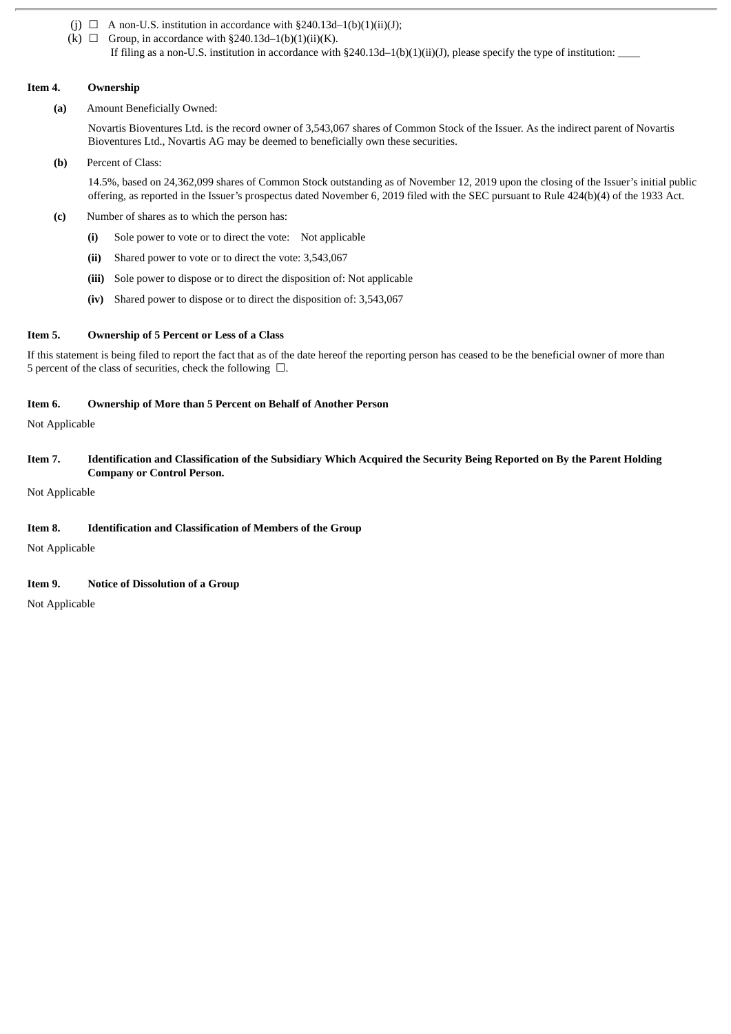(j) ☐ A non-U.S. institution in accordance with §240.13d–1(b)(1)(ii)(J);

(k) ☐ Group, in accordance with §240.13d–1(b)(1)(ii)(K).

If filing as a non-U.S. institution in accordance with §240.13d–1(b)(1)(ii)(J), please specify the type of institution: ____

**Item 4. Ownership**

**(a)** Amount Beneficially Owned:

Novartis Bioventures Ltd. is the record owner of 3,543,067 shares of Common Stock of the Issuer. As the indirect parent of Novartis Bioventures Ltd., Novartis AG may be deemed to beneficially own these securities.

**(b)** Percent of Class:

14.5%, based on 24,362,099 shares of Common Stock outstanding as of November 12, 2019 upon the closing of the Issuer's initial public offering, as reported in the Issuer's prospectus dated November 6, 2019 filed with the SEC pursuant to Rule 424(b)(4) of the 1933 Act.

**(c)** Number of shares as to which the person has:

**(i)** Sole power to vote or to direct the vote: Not applicable

**(ii)** Shared power to vote or to direct the vote: 3,543,067

**(iii)** Sole power to dispose or to direct the disposition of: Not applicable

**(iv)** Shared power to dispose or to direct the disposition of: 3,543,067

**Item 5. Ownership of 5 Percent or Less of a Class**

If this statement is being filed to report the fact that as of the date hereof the reporting person has ceased to be the beneficial owner of more than 5 percent of the class of securities, check the following ☐.

**Item 6. Ownership of More than 5 Percent on Behalf of Another Person**

Not Applicable

**Item 7. Identification and Classification of the Subsidiary Which Acquired the Security Being Reported on By the Parent Holding Company or Control Person.**

Not Applicable

**Item 8. Identification and Classification of Members of the Group**

Not Applicable

**Item 9. Notice of Dissolution of a Group**

Not Applicable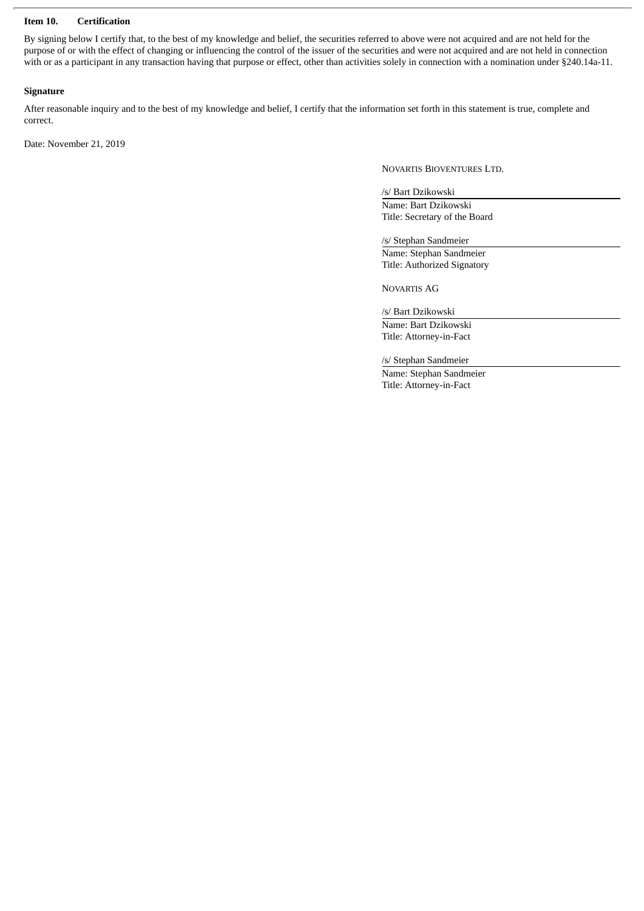**Item 10. Certification**

By signing below I certify that, to the best of my knowledge and belief, the securities referred to above were not acquired and are not held for the purpose of or with the effect of changing or influencing the control of the issuer of the securities and were not acquired and are not held in connection with or as a participant in any transaction having that purpose or effect, other than activities solely in connection with a nomination under §240.14a-11.

**Signature**

After reasonable inquiry and to the best of my knowledge and belief, I certify that the information set forth in this statement is true, complete and correct.

Date: November 21, 2019

NOVARTIS BIOVENTURES LTD.

/s/ Bart Dzikowski
Name: Bart Dzikowski
Title: Secretary of the Board

/s/ Stephan Sandmeier
Name: Stephan Sandmeier
Title: Authorized Signatory

NOVARTIS AG

/s/ Bart Dzikowski
Name: Bart Dzikowski
Title: Attorney-in-Fact

/s/ Stephan Sandmeier
Name: Stephan Sandmeier
Title: Attorney-in-Fact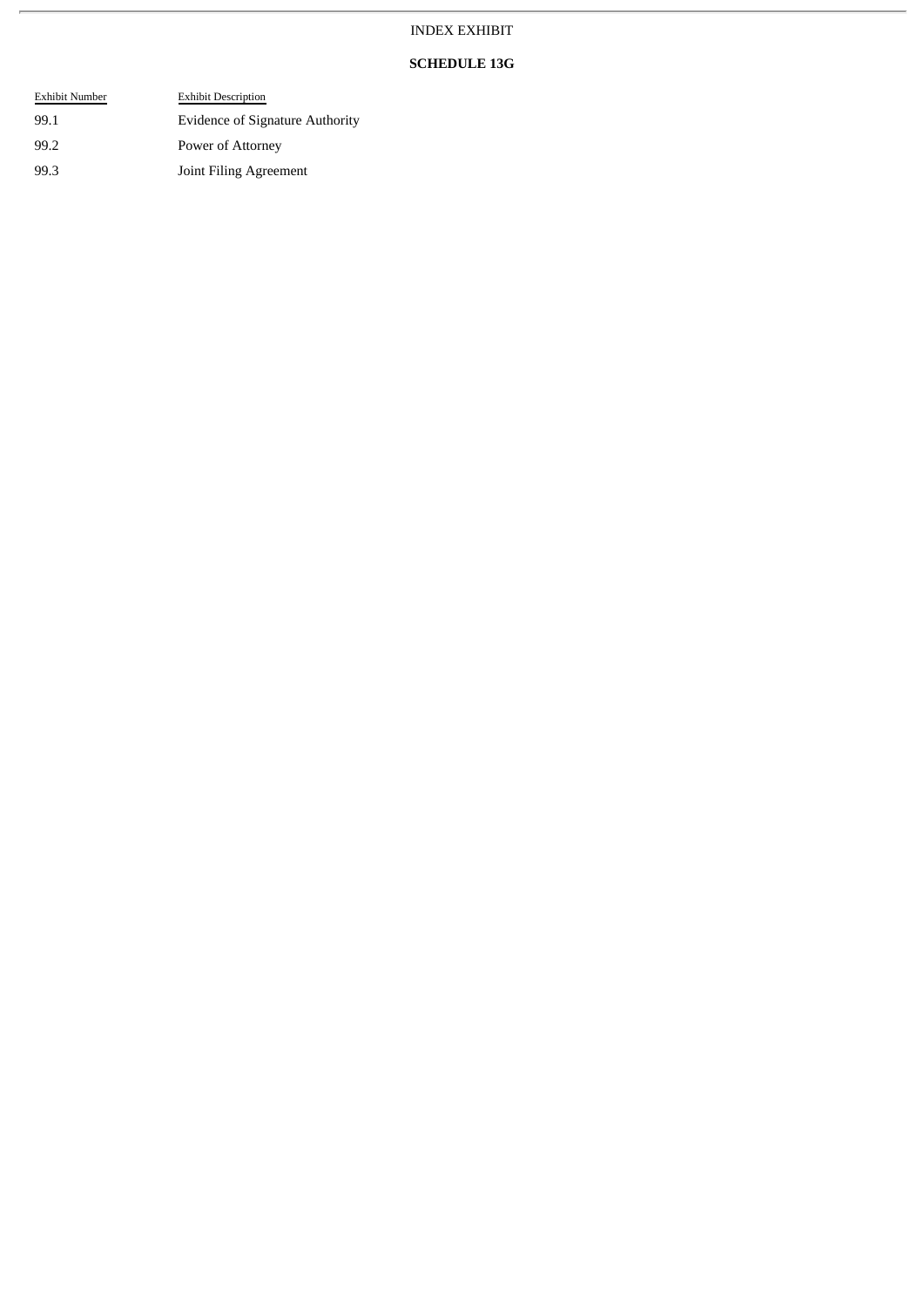INDEX EXHIBIT

**SCHEDULE 13G**

| Exhibit Number | Exhibit Description |
|---|---|
| 99.1 | Evidence of Signature Authority |
| 99.2 | Power of Attorney |
| 99.3 | Joint Filing Agreement |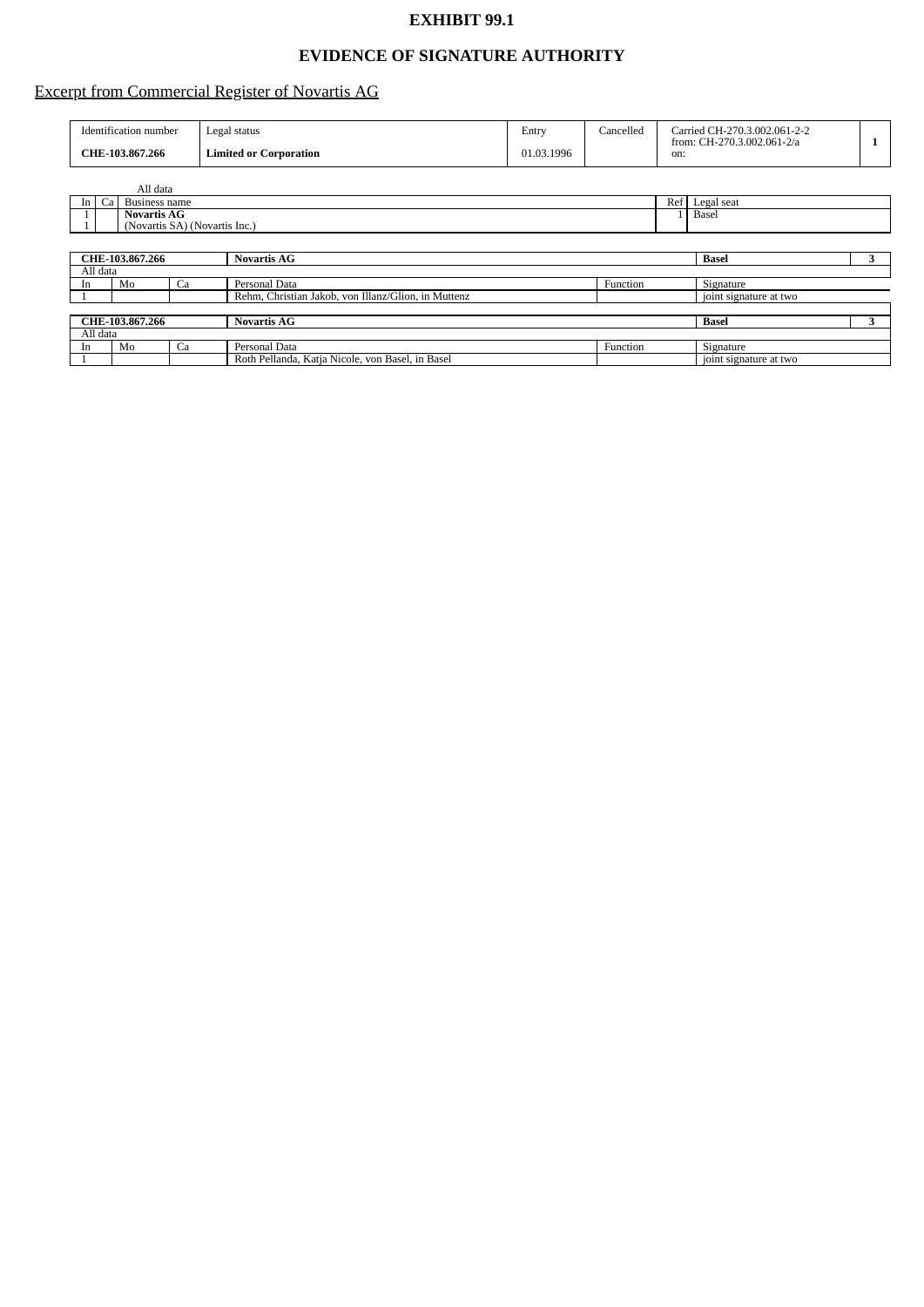# EXHIBIT 99.1

## EVIDENCE OF SIGNATURE AUTHORITY

Excerpt from Commercial Register of Novartis AG

| Identification number | Legal status | Entry | Cancelled | Carried from: CH-270.3.002.061-2-2 CH-270.3.002.061-2/a on: | |
|---|---|---|---|---|---|
| **CHE-103.867.266** | **Limited or Corporation** | 01.03.1996 | | | **1** |

All data

| In | Ca | Business name | Ref | Legal seat |
|---|---|---|---|---|
| 1 | | **Novartis AG** | 1 | Basel |
| 1 | | (Novartis SA) (Novartis Inc.) | | |

| **CHE-103.867.266** | | | **Novartis AG** | | **Basel** | **3** |
|---|---|---|---|---|---|---|
| All data | | | | | | |
| In | Mo | Ca | Personal Data | Function | Signature | |
| 1 | | | Rehm, Christian Jakob, von Illanz/Glion, in Muttenz | | joint signature at two | |

| **CHE-103.867.266** | | | **Novartis AG** | | **Basel** | **3** |
|---|---|---|---|---|---|---|
| All data | | | | | | |
| In | Mo | Ca | Personal Data | Function | Signature | |
| 1 | | | Roth Pellanda, Katja Nicole, von Basel, in Basel | | joint signature at two | |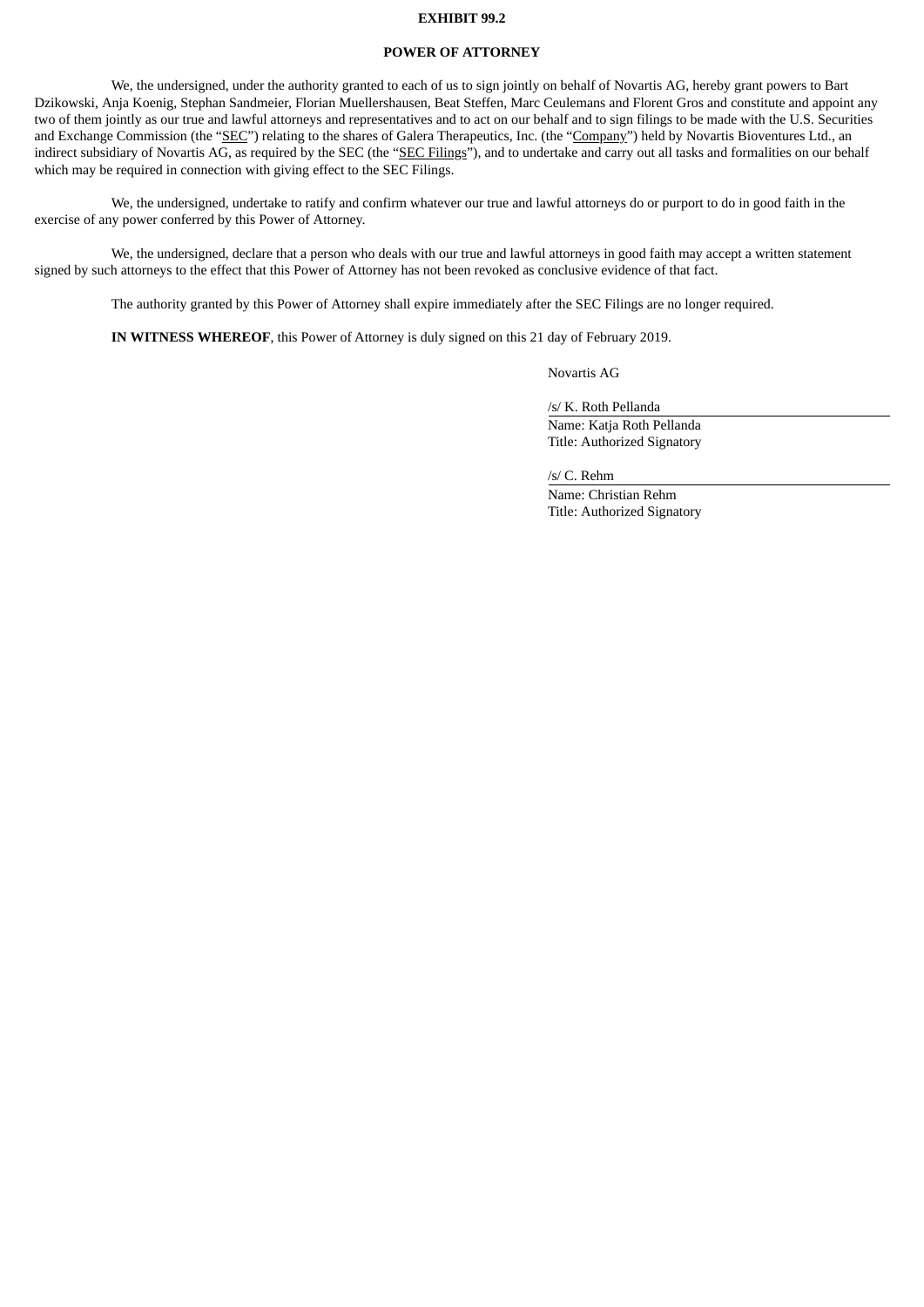**EXHIBIT 99.2**

**POWER OF ATTORNEY**

We, the undersigned, under the authority granted to each of us to sign jointly on behalf of Novartis AG, hereby grant powers to Bart Dzikowski, Anja Koenig, Stephan Sandmeier, Florian Muellershausen, Beat Steffen, Marc Ceulemans and Florent Gros and constitute and appoint any two of them jointly as our true and lawful attorneys and representatives and to act on our behalf and to sign filings to be made with the U.S. Securities and Exchange Commission (the "SEC") relating to the shares of Galera Therapeutics, Inc. (the "Company") held by Novartis Bioventures Ltd., an indirect subsidiary of Novartis AG, as required by the SEC (the "SEC Filings"), and to undertake and carry out all tasks and formalities on our behalf which may be required in connection with giving effect to the SEC Filings.

We, the undersigned, undertake to ratify and confirm whatever our true and lawful attorneys do or purport to do in good faith in the exercise of any power conferred by this Power of Attorney.

We, the undersigned, declare that a person who deals with our true and lawful attorneys in good faith may accept a written statement signed by such attorneys to the effect that this Power of Attorney has not been revoked as conclusive evidence of that fact.

The authority granted by this Power of Attorney shall expire immediately after the SEC Filings are no longer required.

**IN WITNESS WHEREOF**, this Power of Attorney is duly signed on this 21 day of February 2019.

Novartis AG

/s/ K. Roth Pellanda
Name: Katja Roth Pellanda
Title: Authorized Signatory

/s/ C. Rehm
Name: Christian Rehm
Title: Authorized Signatory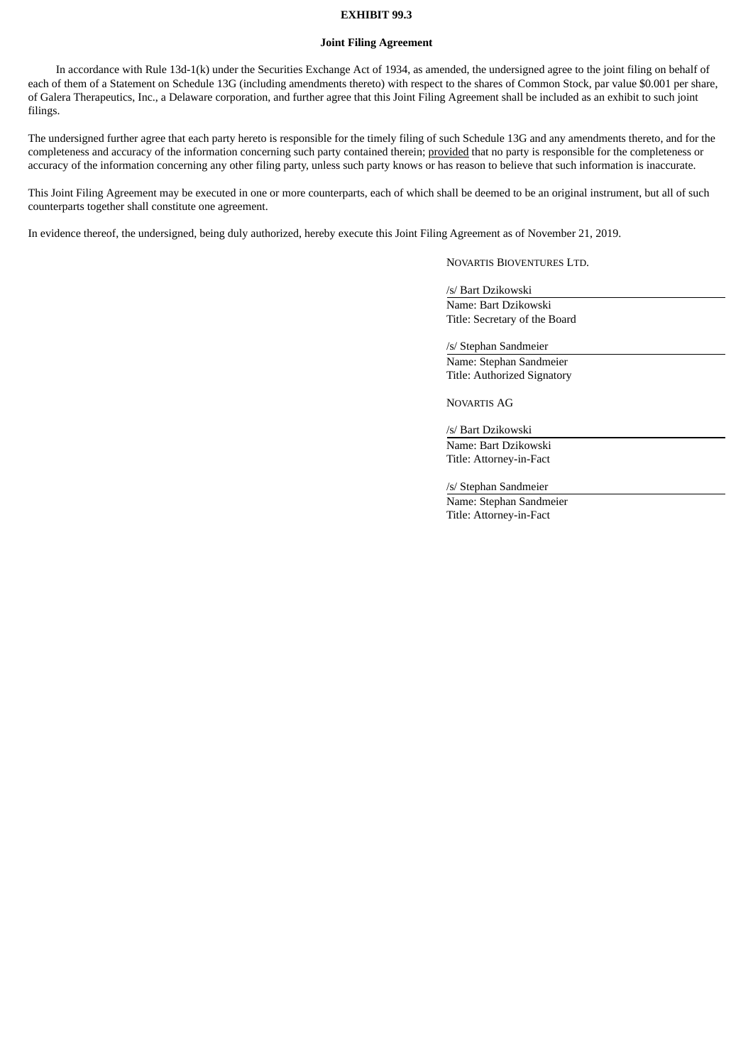**EXHIBIT 99.3**

**Joint Filing Agreement**

In accordance with Rule 13d-1(k) under the Securities Exchange Act of 1934, as amended, the undersigned agree to the joint filing on behalf of each of them of a Statement on Schedule 13G (including amendments thereto) with respect to the shares of Common Stock, par value $0.001 per share, of Galera Therapeutics, Inc., a Delaware corporation, and further agree that this Joint Filing Agreement shall be included as an exhibit to such joint filings.

The undersigned further agree that each party hereto is responsible for the timely filing of such Schedule 13G and any amendments thereto, and for the completeness and accuracy of the information concerning such party contained therein; provided that no party is responsible for the completeness or accuracy of the information concerning any other filing party, unless such party knows or has reason to believe that such information is inaccurate.

This Joint Filing Agreement may be executed in one or more counterparts, each of which shall be deemed to be an original instrument, but all of such counterparts together shall constitute one agreement.

In evidence thereof, the undersigned, being duly authorized, hereby execute this Joint Filing Agreement as of November 21, 2019.

NOVARTIS BIOVENTURES LTD.

/s/ Bart Dzikowski
Name: Bart Dzikowski
Title: Secretary of the Board

/s/ Stephan Sandmeier
Name: Stephan Sandmeier
Title: Authorized Signatory

NOVARTIS AG

/s/ Bart Dzikowski
Name: Bart Dzikowski
Title: Attorney-in-Fact

/s/ Stephan Sandmeier
Name: Stephan Sandmeier
Title: Attorney-in-Fact